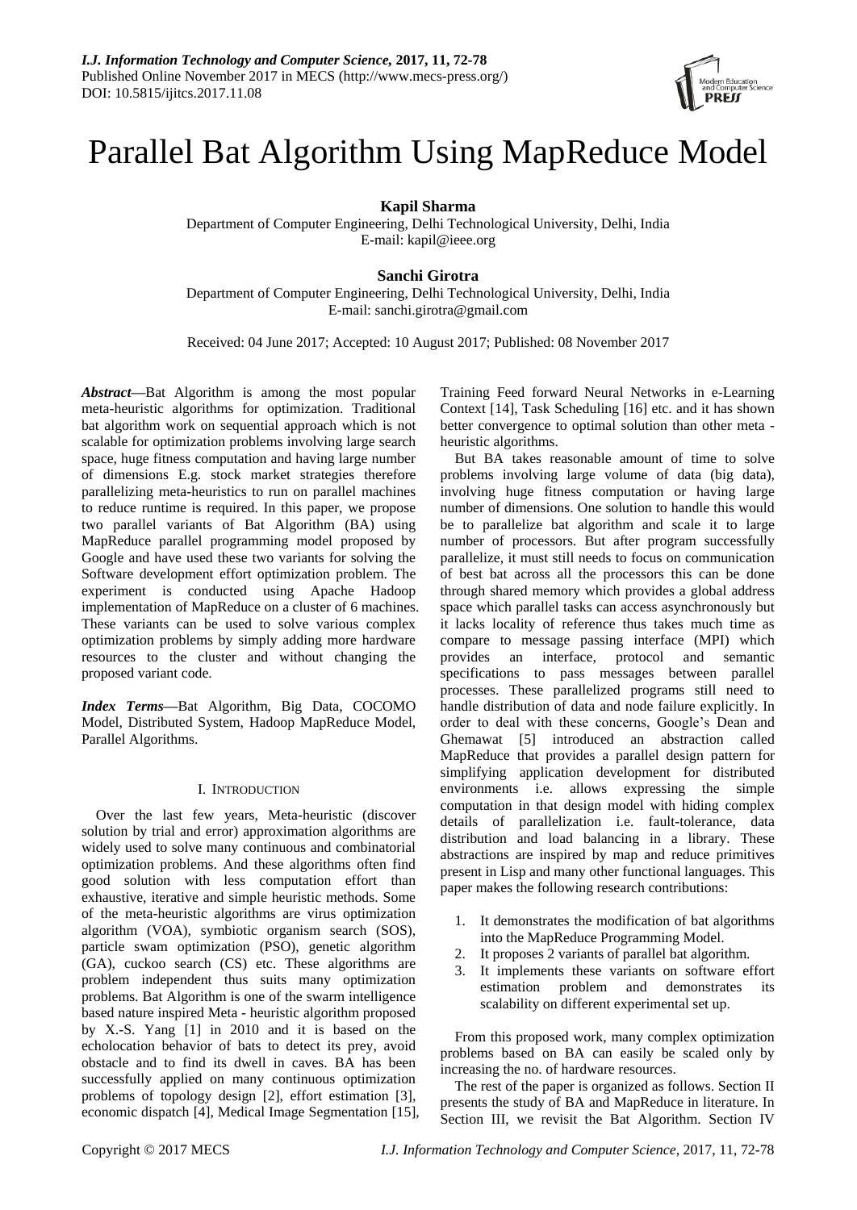# Parallel Bat Algorithm Using MapReduce Model

**Kapil Sharma**
Department of Computer Engineering, Delhi Technological University, Delhi, India
E-mail: kapil@ieee.org

**Sanchi Girotra**
Department of Computer Engineering, Delhi Technological University, Delhi, India
E-mail: sanchi.girotra@gmail.com

Received: 04 June 2017; Accepted: 10 August 2017; Published: 08 November 2017

***Abstract*—**Bat Algorithm is among the most popular meta-heuristic algorithms for optimization. Traditional bat algorithm work on sequential approach which is not scalable for optimization problems involving large search space, huge fitness computation and having large number of dimensions E.g. stock market strategies therefore parallelizing meta-heuristics to run on parallel machines to reduce runtime is required. In this paper, we propose two parallel variants of Bat Algorithm (BA) using MapReduce parallel programming model proposed by Google and have used these two variants for solving the Software development effort optimization problem. The experiment is conducted using Apache Hadoop implementation of MapReduce on a cluster of 6 machines. These variants can be used to solve various complex optimization problems by simply adding more hardware resources to the cluster and without changing the proposed variant code.

***Index Terms*—**Bat Algorithm, Big Data, COCOMO Model, Distributed System, Hadoop MapReduce Model, Parallel Algorithms.

## I. Introduction

Over the last few years, Meta-heuristic (discover solution by trial and error) approximation algorithms are widely used to solve many continuous and combinatorial optimization problems. And these algorithms often find good solution with less computation effort than exhaustive, iterative and simple heuristic methods. Some of the meta-heuristic algorithms are virus optimization algorithm (VOA), symbiotic organism search (SOS), particle swam optimization (PSO), genetic algorithm (GA), cuckoo search (CS) etc. These algorithms are problem independent thus suits many optimization problems. Bat Algorithm is one of the swarm intelligence based nature inspired Meta - heuristic algorithm proposed by X.-S. Yang [1] in 2010 and it is based on the echolocation behavior of bats to detect its prey, avoid obstacle and to find its dwell in caves. BA has been successfully applied on many continuous optimization problems of topology design [2], effort estimation [3], economic dispatch [4], Medical Image Segmentation [15], Training Feed forward Neural Networks in e-Learning Context [14], Task Scheduling [16] etc. and it has shown better convergence to optimal solution than other meta - heuristic algorithms.

But BA takes reasonable amount of time to solve problems involving large volume of data (big data), involving huge fitness computation or having large number of dimensions. One solution to handle this would be to parallelize bat algorithm and scale it to large number of processors. But after program successfully parallelize, it must still needs to focus on communication of best bat across all the processors this can be done through shared memory which provides a global address space which parallel tasks can access asynchronously but it lacks locality of reference thus takes much time as compare to message passing interface (MPI) which provides an interface, protocol and semantic specifications to pass messages between parallel processes. These parallelized programs still need to handle distribution of data and node failure explicitly. In order to deal with these concerns, Google's Dean and Ghemawat [5] introduced an abstraction called MapReduce that provides a parallel design pattern for simplifying application development for distributed environments i.e. allows expressing the simple computation in that design model with hiding complex details of parallelization i.e. fault-tolerance, data distribution and load balancing in a library. These abstractions are inspired by map and reduce primitives present in Lisp and many other functional languages. This paper makes the following research contributions:

1. It demonstrates the modification of bat algorithms into the MapReduce Programming Model.
2. It proposes 2 variants of parallel bat algorithm.
3. It implements these variants on software effort estimation problem and demonstrates its scalability on different experimental set up.

From this proposed work, many complex optimization problems based on BA can easily be scaled only by increasing the no. of hardware resources.

The rest of the paper is organized as follows. Section II presents the study of BA and MapReduce in literature. In Section III, we revisit the Bat Algorithm. Section IV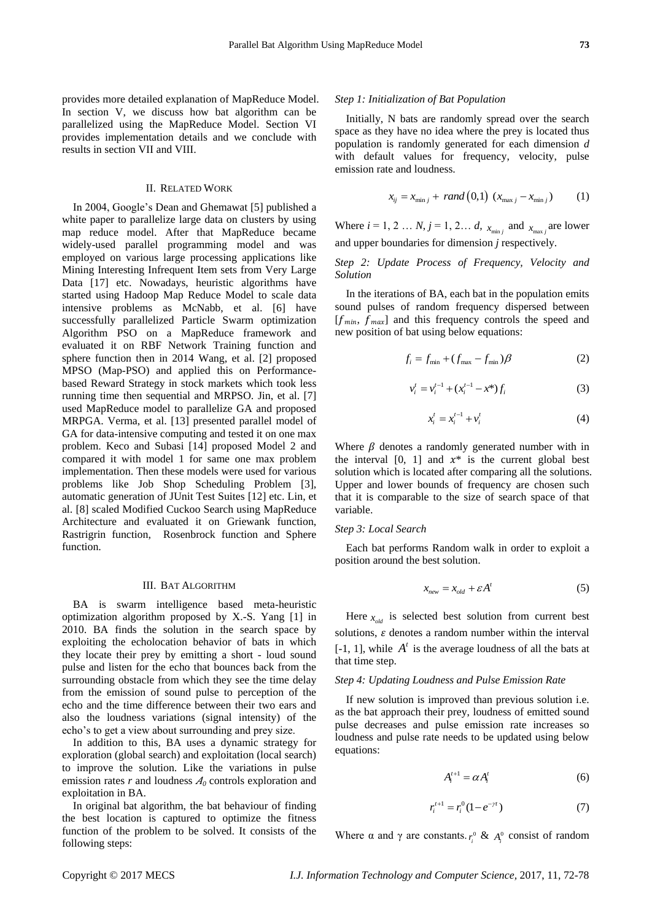provides more detailed explanation of MapReduce Model. In section V, we discuss how bat algorithm can be parallelized using the MapReduce Model. Section VI provides implementation details and we conclude with results in section VII and VIII.

## II. Related Work

In 2004, Google's Dean and Ghemawat [5] published a white paper to parallelize large data on clusters by using map reduce model. After that MapReduce became widely-used parallel programming model and was employed on various large processing applications like Mining Interesting Infrequent Item sets from Very Large Data [17] etc. Nowadays, heuristic algorithms have started using Hadoop Map Reduce Model to scale data intensive problems as McNabb, et al. [6] have successfully parallelized Particle Swarm optimization Algorithm PSO on a MapReduce framework and evaluated it on RBF Network Training function and sphere function then in 2014 Wang, et al. [2] proposed MPSO (Map-PSO) and applied this on Performance-based Reward Strategy in stock markets which took less running time then sequential and MRPSO. Jin, et al. [7] used MapReduce model to parallelize GA and proposed MRPGA. Verma, et al. [13] presented parallel model of GA for data-intensive computing and tested it on one max problem. Keco and Subasi [14] proposed Model 2 and compared it with model 1 for same one max problem implementation. Then these models were used for various problems like Job Shop Scheduling Problem [3], automatic generation of JUnit Test Suites [12] etc. Lin, et al. [8] scaled Modified Cuckoo Search using MapReduce Architecture and evaluated it on Griewank function, Rastrigrin function, Rosenbrock function and Sphere function.

## III. Bat Algorithm

BA is swarm intelligence based meta-heuristic optimization algorithm proposed by X.-S. Yang [1] in 2010. BA finds the solution in the search space by exploiting the echolocation behavior of bats in which they locate their prey by emitting a short - loud sound pulse and listen for the echo that bounces back from the surrounding obstacle from which they see the time delay from the emission of sound pulse to perception of the echo and the time difference between their two ears and also the loudness variations (signal intensity) of the echo's to get a view about surrounding and prey size.

In addition to this, BA uses a dynamic strategy for exploration (global search) and exploitation (local search) to improve the solution. Like the variations in pulse emission rates $r$ and loudness $A_0$ controls exploration and exploitation in BA.

In original bat algorithm, the bat behaviour of finding the best location is captured to optimize the fitness function of the problem to be solved. It consists of the following steps:

*Step 1: Initialization of Bat Population*

Initially, N bats are randomly spread over the search space as they have no idea where the prey is located thus population is randomly generated for each dimension *d* with default values for frequency, velocity, pulse emission rate and loudness.

$$x_{ij} = x_{\min j} + rand(0,1)\,(x_{\max j} - x_{\min j}) \quad (1)$$

Where $i = 1, 2 \ldots N$, $j = 1, 2 \ldots d$, $x_{\min j}$ and $x_{\max j}$ are lower and upper boundaries for dimension *j* respectively.

*Step 2: Update Process of Frequency, Velocity and Solution*

In the iterations of BA, each bat in the population emits sound pulses of random frequency dispersed between $[f_{min}, f_{max}]$ and this frequency controls the speed and new position of bat using below equations:

$$f_i = f_{\min} + (f_{\max} - f_{\min})\beta \quad (2)$$

$$v_i^t = v_i^{t-1} + (x_i^{t-1} - x^*)\, f_i \quad (3)$$

$$x_i^t = x_i^{t-1} + v_i^t \quad (4)$$

Where $\beta$ denotes a randomly generated number with in the interval [0, 1] and $x^*$ is the current global best solution which is located after comparing all the solutions. Upper and lower bounds of frequency are chosen such that it is comparable to the size of search space of that variable.

*Step 3: Local Search*

Each bat performs Random walk in order to exploit a position around the best solution.

$$x_{new} = x_{old} + \varepsilon A^t \quad (5)$$

Here $x_{old}$ is selected best solution from current best solutions, $\varepsilon$ denotes a random number within the interval [-1, 1], while $A^t$ is the average loudness of all the bats at that time step.

*Step 4: Updating Loudness and Pulse Emission Rate*

If new solution is improved than previous solution i.e. as the bat approach their prey, loudness of emitted sound pulse decreases and pulse emission rate increases so loudness and pulse rate needs to be updated using below equations:

$$A_i^{t+1} = \alpha A_i^t \quad (6)$$

$$r_i^{t+1} = r_i^0 (1 - e^{-\gamma t}) \quad (7)$$

Where α and γ are constants. $r_i^0$ & $A_i^0$ consist of random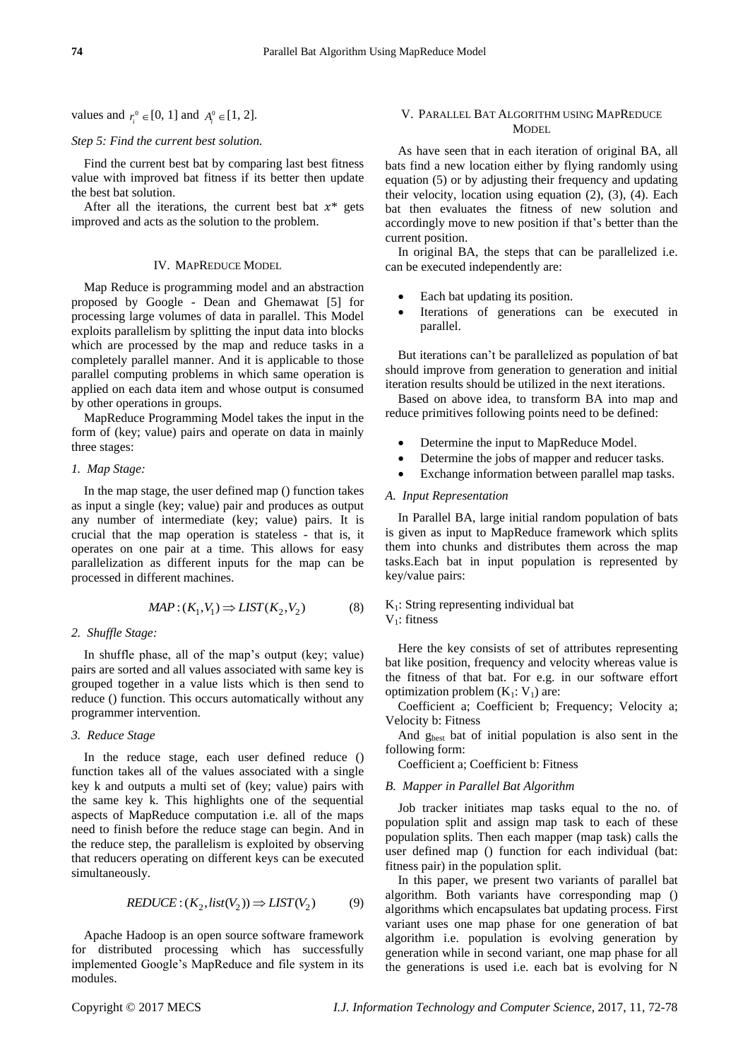values and $r_i^0 \in [0, 1]$ and $A_i^0 \in [1, 2]$.

*Step 5: Find the current best solution.*

Find the current best bat by comparing last best fitness value with improved bat fitness if its better then update the best bat solution.

After all the iterations, the current best bat $x^*$ gets improved and acts as the solution to the problem.

## IV. MapReduce Model

Map Reduce is programming model and an abstraction proposed by Google - Dean and Ghemawat [5] for processing large volumes of data in parallel. This Model exploits parallelism by splitting the input data into blocks which are processed by the map and reduce tasks in a completely parallel manner. And it is applicable to those parallel computing problems in which same operation is applied on each data item and whose output is consumed by other operations in groups.

MapReduce Programming Model takes the input in the form of (key; value) pairs and operate on data in mainly three stages:

*1. Map Stage:*

In the map stage, the user defined map () function takes as input a single (key; value) pair and produces as output any number of intermediate (key; value) pairs. It is crucial that the map operation is stateless - that is, it operates on one pair at a time. This allows for easy parallelization as different inputs for the map can be processed in different machines.

$$MAP : (K_1, V_1) \Rightarrow LIST(K_2, V_2) \tag{8}$$

*2. Shuffle Stage:*

In shuffle phase, all of the map's output (key; value) pairs are sorted and all values associated with same key is grouped together in a value lists which is then send to reduce () function. This occurs automatically without any programmer intervention.

*3. Reduce Stage*

In the reduce stage, each user defined reduce () function takes all of the values associated with a single key k and outputs a multi set of (key; value) pairs with the same key k. This highlights one of the sequential aspects of MapReduce computation i.e. all of the maps need to finish before the reduce stage can begin. And in the reduce step, the parallelism is exploited by observing that reducers operating on different keys can be executed simultaneously.

$$REDUCE : (K_2, list(V_2)) \Rightarrow LIST(V_2) \tag{9}$$

Apache Hadoop is an open source software framework for distributed processing which has successfully implemented Google's MapReduce and file system in its modules.

## V. Parallel Bat Algorithm using MapReduce Model

As have seen that in each iteration of original BA, all bats find a new location either by flying randomly using equation (5) or by adjusting their frequency and updating their velocity, location using equation (2), (3), (4). Each bat then evaluates the fitness of new solution and accordingly move to new position if that's better than the current position.

In original BA, the steps that can be parallelized i.e. can be executed independently are:

- Each bat updating its position.
- Iterations of generations can be executed in parallel.

But iterations can't be parallelized as population of bat should improve from generation to generation and initial iteration results should be utilized in the next iterations.

Based on above idea, to transform BA into map and reduce primitives following points need to be defined:

- Determine the input to MapReduce Model.
- Determine the jobs of mapper and reducer tasks.
- Exchange information between parallel map tasks.

### *A. Input Representation*

In Parallel BA, large initial random population of bats is given as input to MapReduce framework which splits them into chunks and distributes them across the map tasks.Each bat in input population is represented by key/value pairs:

$K_1$: String representing individual bat
$V_1$: fitness

Here the key consists of set of attributes representing bat like position, frequency and velocity whereas value is the fitness of that bat. For e.g. in our software effort optimization problem ($K_1$: $V_1$) are:

Coefficient a; Coefficient b; Frequency; Velocity a; Velocity b: Fitness

And $g_{best}$ bat of initial population is also sent in the following form:

Coefficient a; Coefficient b: Fitness

### *B. Mapper in Parallel Bat Algorithm*

Job tracker initiates map tasks equal to the no. of population split and assign map task to each of these population splits. Then each mapper (map task) calls the user defined map () function for each individual (bat: fitness pair) in the population split.

In this paper, we present two variants of parallel bat algorithm. Both variants have corresponding map () algorithms which encapsulates bat updating process. First variant uses one map phase for one generation of bat algorithm i.e. population is evolving generation by generation while in second variant, one map phase for all the generations is used i.e. each bat is evolving for N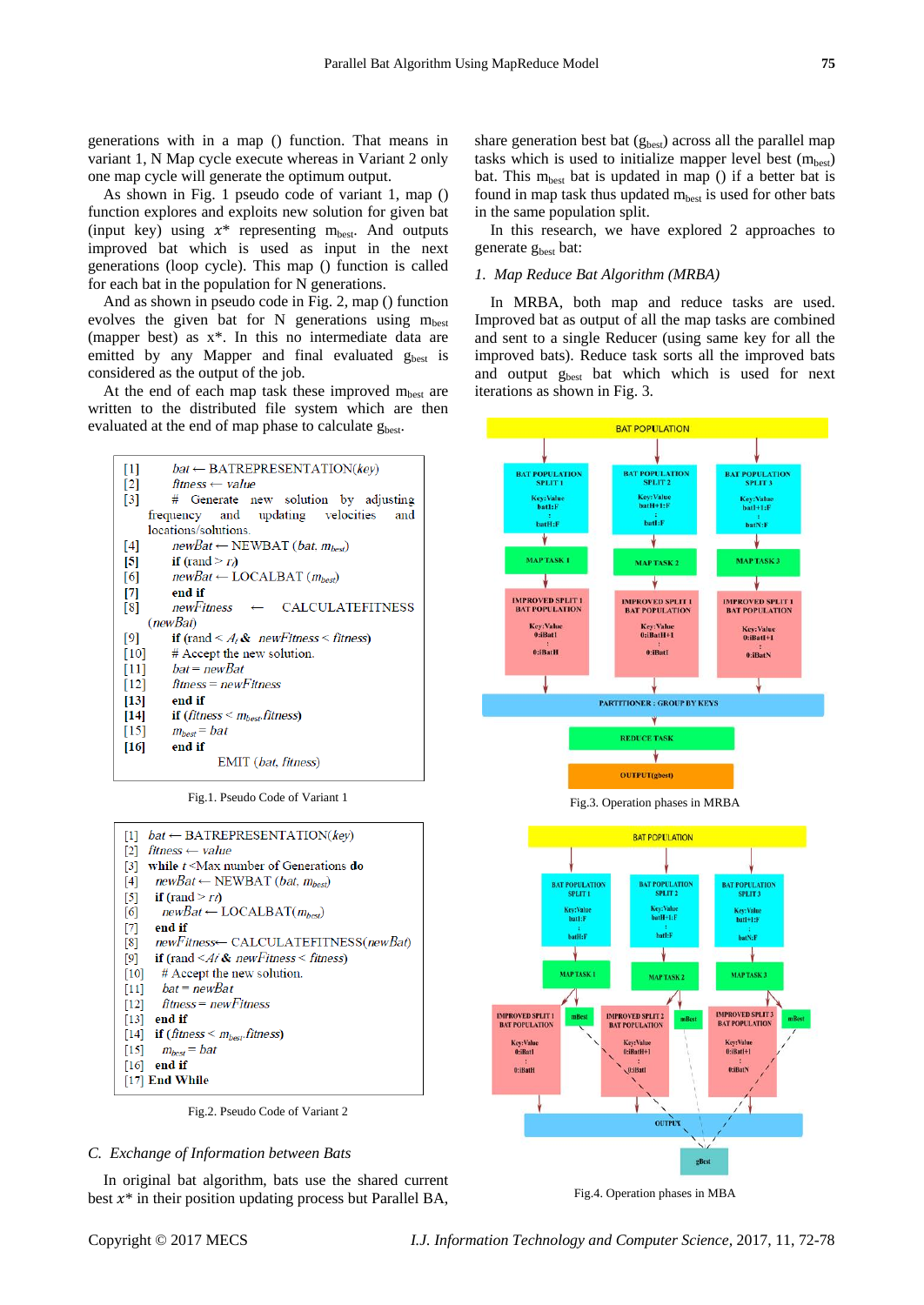generations with in a map () function. That means in variant 1, N Map cycle execute whereas in Variant 2 only one map cycle will generate the optimum output.

As shown in Fig. 1 pseudo code of variant 1, map () function explores and exploits new solution for given bat (input key) using $x^*$ representing $m_{best}$. And outputs improved bat which is used as input in the next generations (loop cycle). This map () function is called for each bat in the population for N generations.

And as shown in pseudo code in Fig. 2, map () function evolves the given bat for N generations using $m_{best}$ (mapper best) as x*. In this no intermediate data are emitted by any Mapper and final evaluated $g_{best}$ is considered as the output of the job.

At the end of each map task these improved $m_{best}$ are written to the distributed file system which are then evaluated at the end of map phase to calculate $g_{best}$.

```
[1]   bat ← BATREPRESENTATION(key)
[2]   fitness ← value
[3]   # Generate new solution by adjusting
      frequency and updating velocities and
      locations/solutions.
[4]   newBat ← NEWBAT (bat, m_best)
[5]   if (rand > r_i)
[6]   newBat ← LOCALBAT (m_best)
[7]   end if
[8]   newFitness ← CALCULATEFITNESS
      (newBat)
[9]   if (rand < A_i & newFitness < fitness)
[10]  # Accept the new solution.
[11]  bat = newBat
[12]  fitness = newFitness
[13]  end if
[14]  if (fitness < m_best.fitness)
[15]  m_best = bat
[16]  end if
          EMIT (bat, fitness)
```

Fig.1. Pseudo Code of Variant 1

```
[1]  bat ← BATREPRESENTATION(key)
[2]  fitness ← value
[3]  while t <Max number of Generations do
[4]   newBat ← NEWBAT (bat, m_best)
[5]   if (rand > r_i)
[6]    newBat ← LOCALBAT(m_best)
[7]   end if
[8]   newFitness← CALCULATEFITNESS(newBat)
[9]   if (rand <A_i & newFitness < fitness)
[10]   # Accept the new solution.
[11]   bat = newBat
[12]   fitness = newFitness
[13]  end if
[14]  if (fitness < m_best.fitness)
[15]   m_best = bat
[16]  end if
[17] End While
```

Fig.2. Pseudo Code of Variant 2

### C. Exchange of Information between Bats

In original bat algorithm, bats use the shared current best $x^*$ in their position updating process but Parallel BA, share generation best bat ($g_{best}$) across all the parallel map tasks which is used to initialize mapper level best ($m_{best}$) bat. This $m_{best}$ bat is updated in map () if a better bat is found in map task thus updated $m_{best}$ is used for other bats in the same population split.

In this research, we have explored 2 approaches to generate $g_{best}$ bat:

#### *1. Map Reduce Bat Algorithm (MRBA)*

In MRBA, both map and reduce tasks are used. Improved bat as output of all the map tasks are combined and sent to a single Reducer (using same key for all the improved bats). Reduce task sorts all the improved bats and output $g_{best}$ bat which which is used for next iterations as shown in Fig. 3.

Fig.3. Operation phases in MRBA

Fig.4. Operation phases in MBA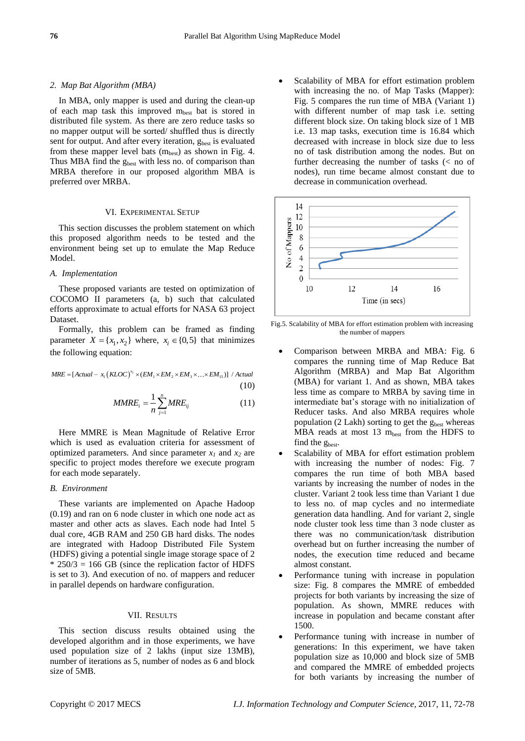### 2. Map Bat Algorithm (MBA)

In MBA, only mapper is used and during the clean-up of each map task this improved $m_{best}$ bat is stored in distributed file system. As there are zero reduce tasks so no mapper output will be sorted/ shuffled thus is directly sent for output. And after every iteration, $g_{best}$ is evaluated from these mapper level bats ($m_{best}$) as shown in Fig. 4. Thus MBA find the $g_{best}$ with less no. of comparison than MRBA therefore in our proposed algorithm MBA is preferred over MRBA.

## VI. Experimental Setup

This section discusses the problem statement on which this proposed algorithm needs to be tested and the environment being set up to emulate the Map Reduce Model.

### A. Implementation

These proposed variants are tested on optimization of COCOMO II parameters (a, b) such that calculated efforts approximate to actual efforts for NASA 63 project Dataset.

Formally, this problem can be framed as finding parameter $X = \{x_1, x_2\}$ where, $x_i \in \{0, 5\}$ that minimizes the following equation:

$$MRE = [Actual - x_1 (KLOC)^{x_2} \times (EM_1 \times EM_2 \times EM_3 \times \ldots \times EM_{15})] \;/\; Actual \tag{10}$$

$$MMRE_i = \frac{1}{n} \sum_{j=1}^{n} MRE_{ij} \tag{11}$$

Here MMRE is Mean Magnitude of Relative Error which is used as evaluation criteria for assessment of optimized parameters. And since parameter $x_1$ and $x_2$ are specific to project modes therefore we execute program for each mode separately.

### B. Environment

These variants are implemented on Apache Hadoop (0.19) and ran on 6 node cluster in which one node act as master and other acts as slaves. Each node had Intel 5 dual core, 4GB RAM and 250 GB hard disks. The nodes are integrated with Hadoop Distributed File System (HDFS) giving a potential single image storage space of 2 * 250/3 = 166 GB (since the replication factor of HDFS is set to 3). And execution of no. of mappers and reducer in parallel depends on hardware configuration.

## VII. Results

This section discuss results obtained using the developed algorithm and in those experiments, we have used population size of 2 lakhs (input size 13MB), number of iterations as 5, number of nodes as 6 and block size of 5MB.

- Scalability of MBA for effort estimation problem with increasing the no. of Map Tasks (Mapper): Fig. 5 compares the run time of MBA (Variant 1) with different number of map task i.e. setting different block size. On taking block size of 1 MB i.e. 13 map tasks, execution time is 16.84 which decreased with increase in block size due to less no of task distribution among the nodes. But on further decreasing the number of tasks (< no of nodes), run time became almost constant due to decrease in communication overhead.

Fig.5. Scalability of MBA for effort estimation problem with increasing the number of mappers

- Comparison between MRBA and MBA: Fig. 6 compares the running time of Map Reduce Bat Algorithm (MRBA) and Map Bat Algorithm (MBA) for variant 1. And as shown, MBA takes less time as compare to MRBA by saving time in intermediate bat's storage with no initialization of Reducer tasks. And also MRBA requires whole population (2 Lakh) sorting to get the $g_{best}$ whereas MBA reads at most 13 $m_{best}$ from the HDFS to find the $g_{best}$.
- Scalability of MBA for effort estimation problem with increasing the number of nodes: Fig. 7 compares the run time of both MBA based variants by increasing the number of nodes in the cluster. Variant 2 took less time than Variant 1 due to less no. of map cycles and no intermediate generation data handling. And for variant 2, single node cluster took less time than 3 node cluster as there was no communication/task distribution overhead but on further increasing the number of nodes, the execution time reduced and became almost constant.
- Performance tuning with increase in population size: Fig. 8 compares the MMRE of embedded projects for both variants by increasing the size of population. As shown, MMRE reduces with increase in population and became constant after 1500.
- Performance tuning with increase in number of generations: In this experiment, we have taken population size as 10,000 and block size of 5MB and compared the MMRE of embedded projects for both variants by increasing the number of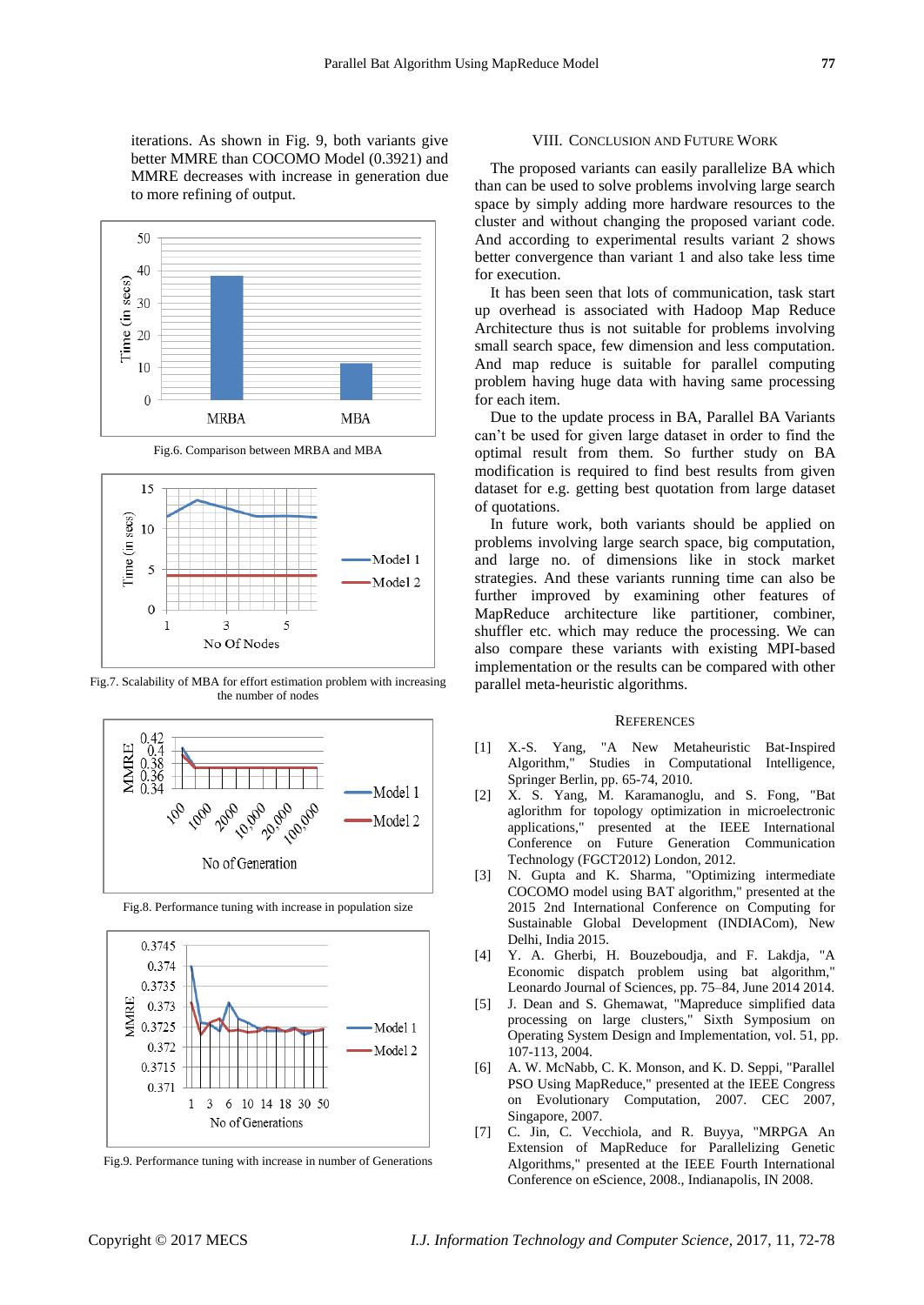iterations. As shown in Fig. 9, both variants give better MMRE than COCOMO Model (0.3921) and MMRE decreases with increase in generation due to more refining of output.

Fig.6. Comparison between MRBA and MBA

Fig.7. Scalability of MBA for effort estimation problem with increasing the number of nodes

Fig.8. Performance tuning with increase in population size

Fig.9. Performance tuning with increase in number of Generations

## VIII. Conclusion and Future Work

The proposed variants can easily parallelize BA which than can be used to solve problems involving large search space by simply adding more hardware resources to the cluster and without changing the proposed variant code. And according to experimental results variant 2 shows better convergence than variant 1 and also take less time for execution.

It has been seen that lots of communication, task start up overhead is associated with Hadoop Map Reduce Architecture thus is not suitable for problems involving small search space, few dimension and less computation. And map reduce is suitable for parallel computing problem having huge data with having same processing for each item.

Due to the update process in BA, Parallel BA Variants can't be used for given large dataset in order to find the optimal result from them. So further study on BA modification is required to find best results from given dataset for e.g. getting best quotation from large dataset of quotations.

In future work, both variants should be applied on problems involving large search space, big computation, and large no. of dimensions like in stock market strategies. And these variants running time can also be further improved by examining other features of MapReduce architecture like partitioner, combiner, shuffler etc. which may reduce the processing. We can also compare these variants with existing MPI-based implementation or the results can be compared with other parallel meta-heuristic algorithms.

## References

[1] X.-S. Yang, "A New Metaheuristic Bat-Inspired Algorithm," Studies in Computational Intelligence, Springer Berlin, pp. 65-74, 2010.

[2] X. S. Yang, M. Karamanoglu, and S. Fong, "Bat aglorithm for topology optimization in microelectronic applications," presented at the IEEE International Conference on Future Generation Communication Technology (FGCT2012) London, 2012.

[3] N. Gupta and K. Sharma, "Optimizing intermediate COCOMO model using BAT algorithm," presented at the 2015 2nd International Conference on Computing for Sustainable Global Development (INDIACom), New Delhi, India 2015.

[4] Y. A. Gherbi, H. Bouzeboudja, and F. Lakdja, "A Economic dispatch problem using bat algorithm," Leonardo Journal of Sciences, pp. 75–84, June 2014 2014.

[5] J. Dean and S. Ghemawat, "Mapreduce simplified data processing on large clusters," Sixth Symposium on Operating System Design and Implementation, vol. 51, pp. 107-113, 2004.

[6] A. W. McNabb, C. K. Monson, and K. D. Seppi, "Parallel PSO Using MapReduce," presented at the IEEE Congress on Evolutionary Computation, 2007. CEC 2007, Singapore, 2007.

[7] C. Jin, C. Vecchiola, and R. Buyya, "MRPGA An Extension of MapReduce for Parallelizing Genetic Algorithms," presented at the IEEE Fourth International Conference on eScience, 2008., Indianapolis, IN 2008.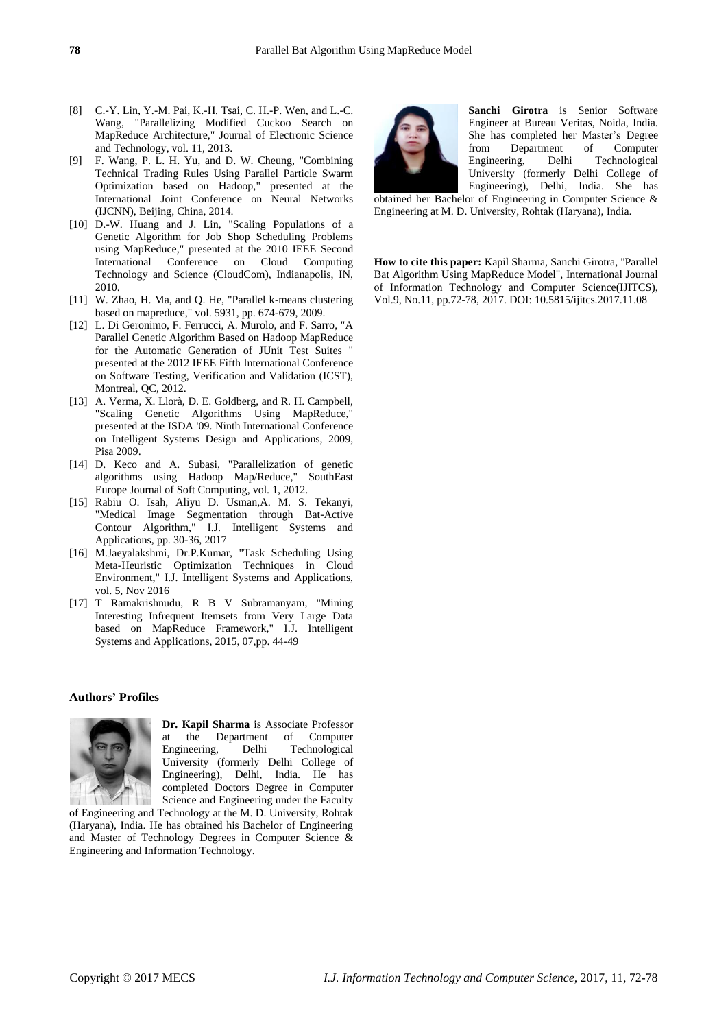[8] C.-Y. Lin, Y.-M. Pai, K.-H. Tsai, C. H.-P. Wen, and L.-C. Wang, "Parallelizing Modified Cuckoo Search on MapReduce Architecture," Journal of Electronic Science and Technology, vol. 11, 2013.

[9] F. Wang, P. L. H. Yu, and D. W. Cheung, "Combining Technical Trading Rules Using Parallel Particle Swarm Optimization based on Hadoop," presented at the International Joint Conference on Neural Networks (IJCNN), Beijing, China, 2014.

[10] D.-W. Huang and J. Lin, "Scaling Populations of a Genetic Algorithm for Job Shop Scheduling Problems using MapReduce," presented at the 2010 IEEE Second International Conference on Cloud Computing Technology and Science (CloudCom), Indianapolis, IN, 2010.

[11] W. Zhao, H. Ma, and Q. He, "Parallel k-means clustering based on mapreduce," vol. 5931, pp. 674-679, 2009.

[12] L. Di Geronimo, F. Ferrucci, A. Murolo, and F. Sarro, "A Parallel Genetic Algorithm Based on Hadoop MapReduce for the Automatic Generation of JUnit Test Suites " presented at the 2012 IEEE Fifth International Conference on Software Testing, Verification and Validation (ICST), Montreal, QC, 2012.

[13] A. Verma, X. Llorà, D. E. Goldberg, and R. H. Campbell, "Scaling Genetic Algorithms Using MapReduce," presented at the ISDA '09. Ninth International Conference on Intelligent Systems Design and Applications, 2009, Pisa 2009.

[14] D. Keco and A. Subasi, "Parallelization of genetic algorithms using Hadoop Map/Reduce," SouthEast Europe Journal of Soft Computing, vol. 1, 2012.

[15] Rabiu O. Isah, Aliyu D. Usman,A. M. S. Tekanyi, "Medical Image Segmentation through Bat-Active Contour Algorithm," I.J. Intelligent Systems and Applications, pp. 30-36, 2017

[16] M.Jaeyalakshmi, Dr.P.Kumar, "Task Scheduling Using Meta-Heuristic Optimization Techniques in Cloud Environment," I.J. Intelligent Systems and Applications, vol. 5, Nov 2016

[17] T Ramakrishnudu, R B V Subramanyam, "Mining Interesting Infrequent Itemsets from Very Large Data based on MapReduce Framework," I.J. Intelligent Systems and Applications, 2015, 07,pp. 44-49

## Authors' Profiles

**Dr. Kapil Sharma** is Associate Professor at the Department of Computer Engineering, Delhi Technological University (formerly Delhi College of Engineering), Delhi, India. He has completed Doctors Degree in Computer Science and Engineering under the Faculty of Engineering and Technology at the M. D. University, Rohtak (Haryana), India. He has obtained his Bachelor of Engineering and Master of Technology Degrees in Computer Science & Engineering and Information Technology.

**Sanchi Girotra** is Senior Software Engineer at Bureau Veritas, Noida, India. She has completed her Master's Degree from Department of Computer Engineering, Delhi Technological University (formerly Delhi College of Engineering), Delhi, India. She has obtained her Bachelor of Engineering in Computer Science & Engineering at M. D. University, Rohtak (Haryana), India.

**How to cite this paper:** Kapil Sharma, Sanchi Girotra, "Parallel Bat Algorithm Using MapReduce Model", International Journal of Information Technology and Computer Science(IJITCS), Vol.9, No.11, pp.72-78, 2017. DOI: 10.5815/ijitcs.2017.11.08